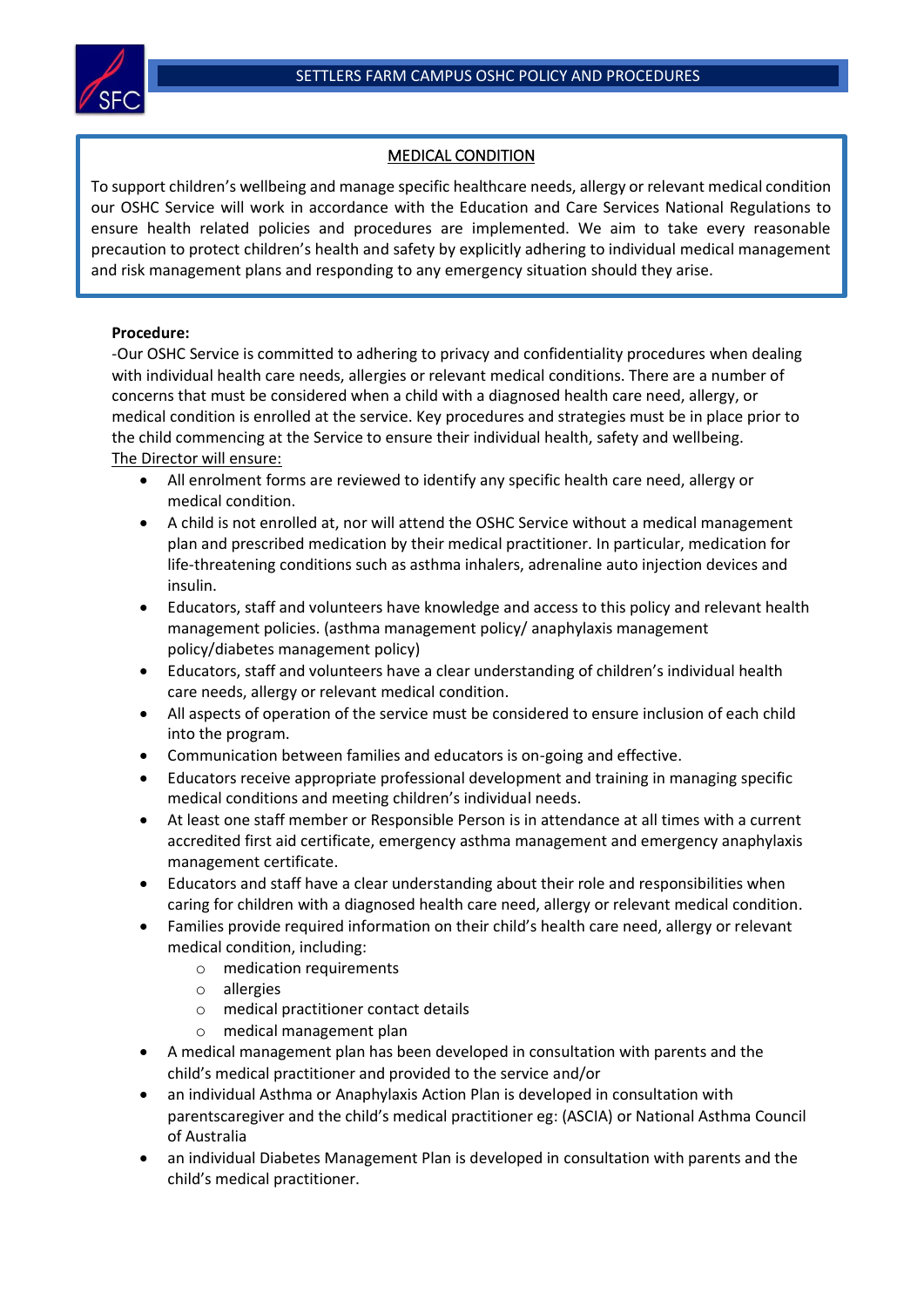## MEDICAL CONDITION

To support children's wellbeing and manage specific healthcare needs, allergy or relevant medical condition our OSHC Service will work in accordance with the Education and Care Services National Regulations to ensure health related policies and procedures are implemented. We aim to take every reasonable precaution to protect children's health and safety by explicitly adhering to individual medical management and risk management plans and responding to any emergency situation should they arise.

**Procedure:**

-Our OSHC Service is committed to adhering to privacy and confidentiality procedures when dealing with individual health care needs, allergies or relevant medical conditions. There are a number of concerns that must be considered when a child with a diagnosed health care need, allergy, or medical condition is enrolled at the service. Key procedures and strategies must be in place prior to the child commencing at the Service to ensure their individual health, safety and wellbeing.

The Director will ensure:

- All enrolment forms are reviewed to identify any specific health care need, allergy or medical condition.
- A child is not enrolled at, nor will attend the OSHC Service without a medical management plan and prescribed medication by their medical practitioner. In particular, medication for life-threatening conditions such as asthma inhalers, adrenaline auto injection devices and insulin.
- Educators, staff and volunteers have knowledge and access to this policy and relevant health management policies. (asthma management policy/ anaphylaxis management policy/diabetes management policy)
- Educators, staff and volunteers have a clear understanding of children's individual health care needs, allergy or relevant medical condition.
- All aspects of operation of the service must be considered to ensure inclusion of each child into the program.
- Communication between families and educators is on-going and effective.
- Educators receive appropriate professional development and training in managing specific medical conditions and meeting children's individual needs.
- At least one staff member or Responsible Person is in attendance at all times with a current accredited first aid certificate, emergency asthma management and emergency anaphylaxis management certificate.
- Educators and staff have a clear understanding about their role and responsibilities when caring for children with a diagnosed health care need, allergy or relevant medical condition.
- Families provide required information on their child's health care need, allergy or relevant medical condition, including:
  - medication requirements
  - allergies
  - medical practitioner contact details
  - medical management plan
- A medical management plan has been developed in consultation with parents and the child's medical practitioner and provided to the service and/or
- an individual Asthma or Anaphylaxis Action Plan is developed in consultation with parentscaregiver and the child's medical practitioner eg: (ASCIA) or National Asthma Council of Australia
- an individual Diabetes Management Plan is developed in consultation with parents and the child's medical practitioner.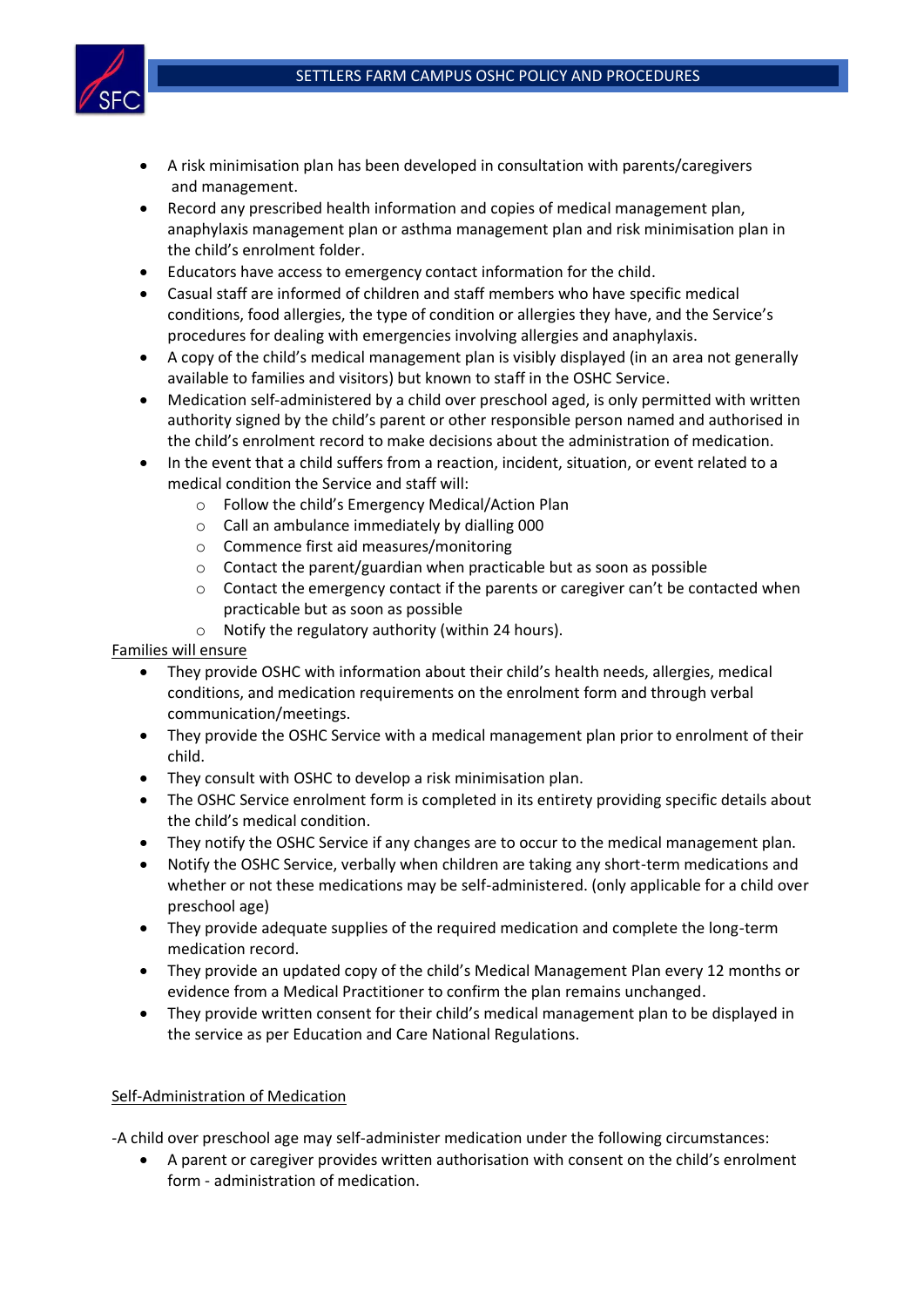- A risk minimisation plan has been developed in consultation with parents/caregivers and management.
- Record any prescribed health information and copies of medical management plan, anaphylaxis management plan or asthma management plan and risk minimisation plan in the child's enrolment folder.
- Educators have access to emergency contact information for the child.
- Casual staff are informed of children and staff members who have specific medical conditions, food allergies, the type of condition or allergies they have, and the Service's procedures for dealing with emergencies involving allergies and anaphylaxis.
- A copy of the child's medical management plan is visibly displayed (in an area not generally available to families and visitors) but known to staff in the OSHC Service.
- Medication self-administered by a child over preschool aged, is only permitted with written authority signed by the child's parent or other responsible person named and authorised in the child's enrolment record to make decisions about the administration of medication.
- In the event that a child suffers from a reaction, incident, situation, or event related to a medical condition the Service and staff will:
    - Follow the child's Emergency Medical/Action Plan
    - Call an ambulance immediately by dialling 000
    - Commence first aid measures/monitoring
    - Contact the parent/guardian when practicable but as soon as possible
    - Contact the emergency contact if the parents or caregiver can't be contacted when practicable but as soon as possible
    - Notify the regulatory authority (within 24 hours).

<u>Families will ensure</u>

- They provide OSHC with information about their child's health needs, allergies, medical conditions, and medication requirements on the enrolment form and through verbal communication/meetings.
- They provide the OSHC Service with a medical management plan prior to enrolment of their child.
- They consult with OSHC to develop a risk minimisation plan.
- The OSHC Service enrolment form is completed in its entirety providing specific details about the child's medical condition.
- They notify the OSHC Service if any changes are to occur to the medical management plan.
- Notify the OSHC Service, verbally when children are taking any short-term medications and whether or not these medications may be self-administered. (only applicable for a child over preschool age)
- They provide adequate supplies of the required medication and complete the long-term medication record.
- They provide an updated copy of the child's Medical Management Plan every 12 months or evidence from a Medical Practitioner to confirm the plan remains unchanged.
- They provide written consent for their child's medical management plan to be displayed in the service as per Education and Care National Regulations.

<u>Self-Administration of Medication</u>

-A child over preschool age may self-administer medication under the following circumstances:

- A parent or caregiver provides written authorisation with consent on the child's enrolment form - administration of medication.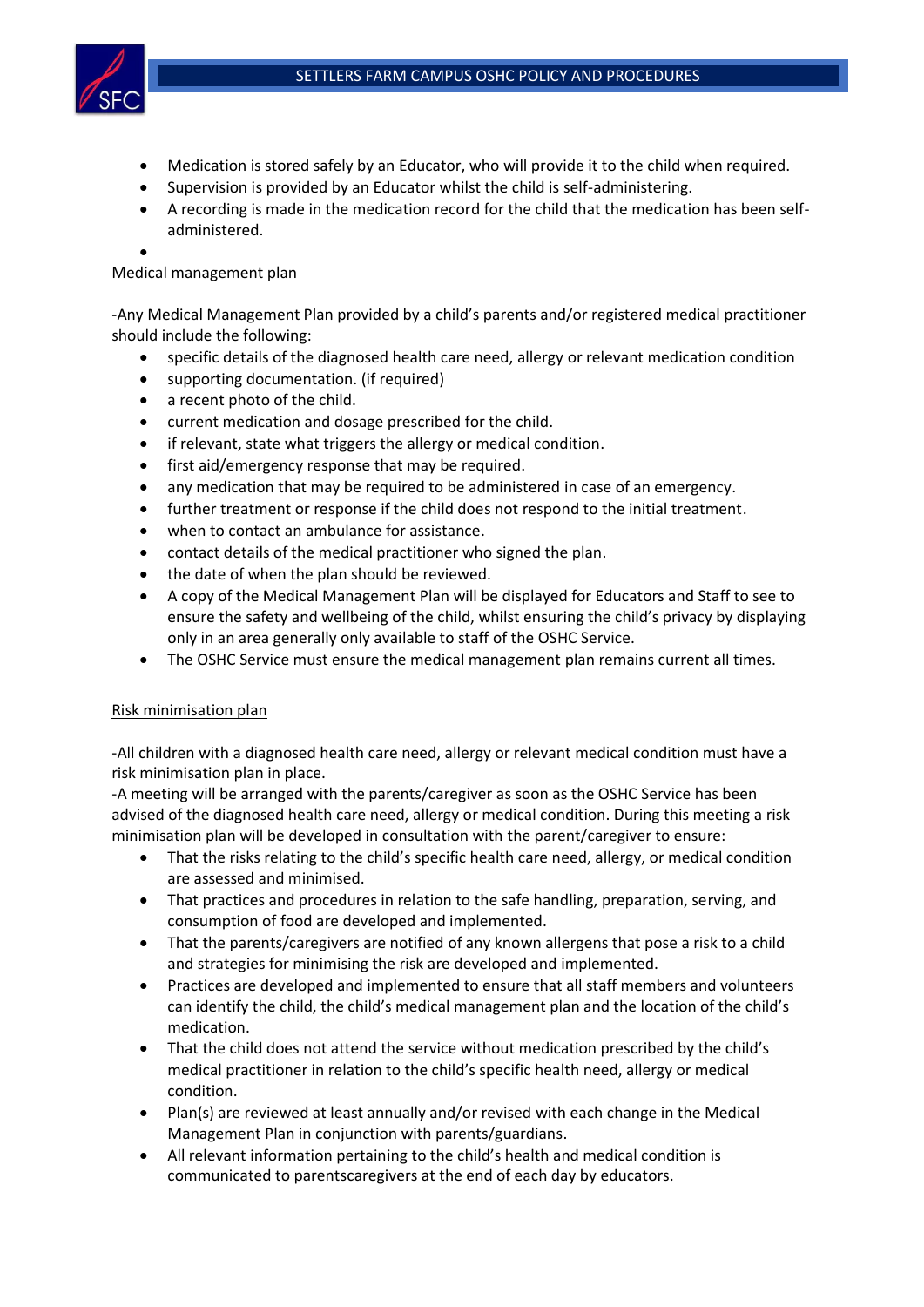- Medication is stored safely by an Educator, who will provide it to the child when required.
- Supervision is provided by an Educator whilst the child is self-administering.
- A recording is made in the medication record for the child that the medication has been self-administered.

<u>Medical management plan</u>

-Any Medical Management Plan provided by a child's parents and/or registered medical practitioner should include the following:

- specific details of the diagnosed health care need, allergy or relevant medication condition
- supporting documentation. (if required)
- a recent photo of the child.
- current medication and dosage prescribed for the child.
- if relevant, state what triggers the allergy or medical condition.
- first aid/emergency response that may be required.
- any medication that may be required to be administered in case of an emergency.
- further treatment or response if the child does not respond to the initial treatment.
- when to contact an ambulance for assistance.
- contact details of the medical practitioner who signed the plan.
- the date of when the plan should be reviewed.
- A copy of the Medical Management Plan will be displayed for Educators and Staff to see to ensure the safety and wellbeing of the child, whilst ensuring the child's privacy by displaying only in an area generally only available to staff of the OSHC Service.
- The OSHC Service must ensure the medical management plan remains current all times.

<u>Risk minimisation plan</u>

-All children with a diagnosed health care need, allergy or relevant medical condition must have a risk minimisation plan in place.
-A meeting will be arranged with the parents/caregiver as soon as the OSHC Service has been advised of the diagnosed health care need, allergy or medical condition. During this meeting a risk minimisation plan will be developed in consultation with the parent/caregiver to ensure:

- That the risks relating to the child's specific health care need, allergy, or medical condition are assessed and minimised.
- That practices and procedures in relation to the safe handling, preparation, serving, and consumption of food are developed and implemented.
- That the parents/caregivers are notified of any known allergens that pose a risk to a child and strategies for minimising the risk are developed and implemented.
- Practices are developed and implemented to ensure that all staff members and volunteers can identify the child, the child's medical management plan and the location of the child's medication.
- That the child does not attend the service without medication prescribed by the child's medical practitioner in relation to the child's specific health need, allergy or medical condition.
- Plan(s) are reviewed at least annually and/or revised with each change in the Medical Management Plan in conjunction with parents/guardians.
- All relevant information pertaining to the child's health and medical condition is communicated to parentscaregivers at the end of each day by educators.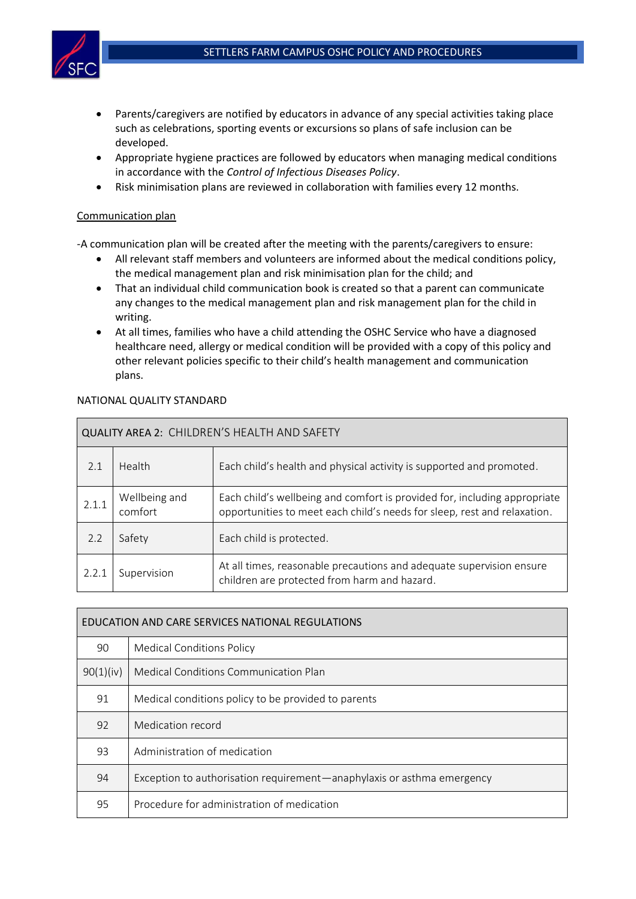- Parents/caregivers are notified by educators in advance of any special activities taking place such as celebrations, sporting events or excursions so plans of safe inclusion can be developed.
- Appropriate hygiene practices are followed by educators when managing medical conditions in accordance with the *Control of Infectious Diseases Policy*.
- Risk minimisation plans are reviewed in collaboration with families every 12 months.

<u>Communication plan</u>

-A communication plan will be created after the meeting with the parents/caregivers to ensure:

- All relevant staff members and volunteers are informed about the medical conditions policy, the medical management plan and risk minimisation plan for the child; and
- That an individual child communication book is created so that a parent can communicate any changes to the medical management plan and risk management plan for the child in writing.
- At all times, families who have a child attending the OSHC Service who have a diagnosed healthcare need, allergy or medical condition will be provided with a copy of this policy and other relevant policies specific to their child's health management and communication plans.

NATIONAL QUALITY STANDARD

| QUALITY AREA 2: CHILDREN'S HEALTH AND SAFETY | | |
|---|---|---|
| 2.1 | Health | Each child's health and physical activity is supported and promoted. |
| 2.1.1 | Wellbeing and comfort | Each child's wellbeing and comfort is provided for, including appropriate opportunities to meet each child's needs for sleep, rest and relaxation. |
| 2.2 | Safety | Each child is protected. |
| 2.2.1 | Supervision | At all times, reasonable precautions and adequate supervision ensure children are protected from harm and hazard. |

| EDUCATION AND CARE SERVICES NATIONAL REGULATIONS | |
|---|---|
| 90 | Medical Conditions Policy |
| 90(1)(iv) | Medical Conditions Communication Plan |
| 91 | Medical conditions policy to be provided to parents |
| 92 | Medication record |
| 93 | Administration of medication |
| 94 | Exception to authorisation requirement—anaphylaxis or asthma emergency |
| 95 | Procedure for administration of medication |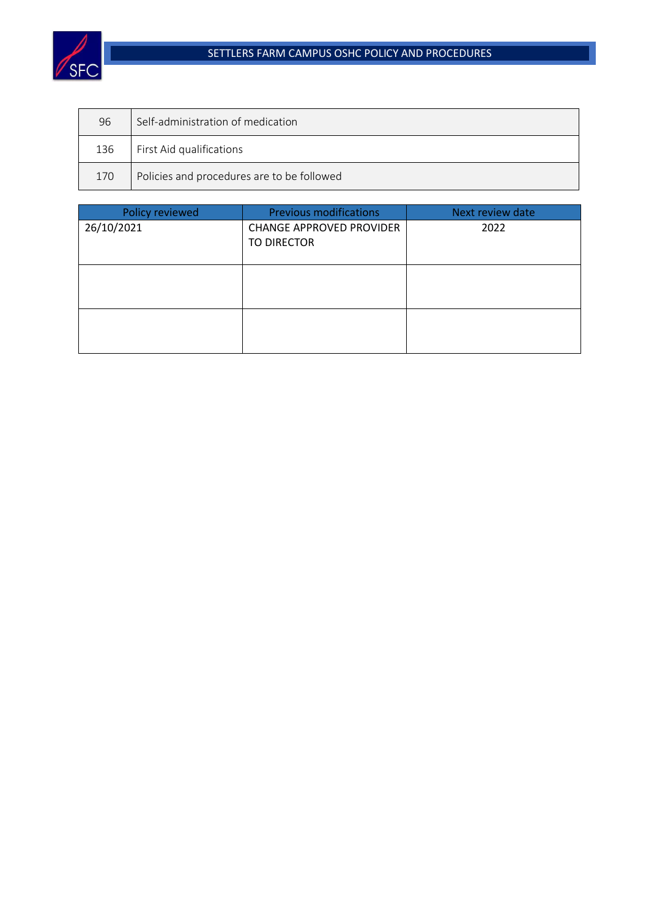| | |
|---|---|
| 96 | Self-administration of medication |
| 136 | First Aid qualifications |
| 170 | Policies and procedures are to be followed |

| Policy reviewed | Previous modifications | Next review date |
|---|---|---|
| 26/10/2021 | CHANGE APPROVED PROVIDER TO DIRECTOR | 2022 |
| | | |
| | | |